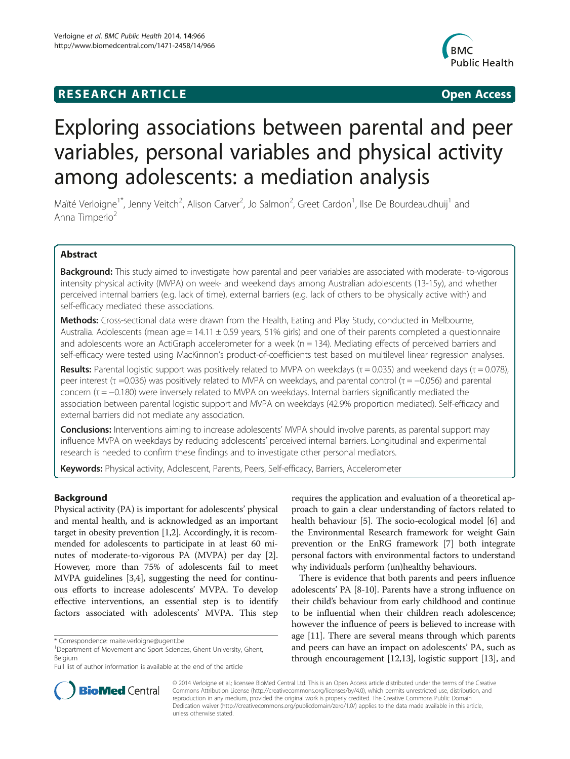**RESEARCH ARTICLE** **Open Access**

# Exploring associations between parental and peer variables, personal variables and physical activity among adolescents: a mediation analysis

Maïté Verloigne[1*], Jenny Veitch[2], Alison Carver[2], Jo Salmon[2], Greet Cardon[1], Ilse De Bourdeaudhuij[1] and Anna Timperio[2]

## Abstract

**Background:** This study aimed to investigate how parental and peer variables are associated with moderate- to-vigorous intensity physical activity (MVPA) on week- and weekend days among Australian adolescents (13-15y), and whether perceived internal barriers (e.g. lack of time), external barriers (e.g. lack of others to be physically active with) and self-efficacy mediated these associations.

**Methods:** Cross-sectional data were drawn from the Health, Eating and Play Study, conducted in Melbourne, Australia. Adolescents (mean age = 14.11 ± 0.59 years, 51% girls) and one of their parents completed a questionnaire and adolescents wore an ActiGraph accelerometer for a week (n = 134). Mediating effects of perceived barriers and self-efficacy were tested using MacKinnon's product-of-coefficients test based on multilevel linear regression analyses.

**Results:** Parental logistic support was positively related to MVPA on weekdays (τ = 0.035) and weekend days (τ = 0.078), peer interest (τ =0.036) was positively related to MVPA on weekdays, and parental control (τ = −0.056) and parental concern (τ = −0.180) were inversely related to MVPA on weekdays. Internal barriers significantly mediated the association between parental logistic support and MVPA on weekdays (42.9% proportion mediated). Self-efficacy and external barriers did not mediate any association.

**Conclusions:** Interventions aiming to increase adolescents' MVPA should involve parents, as parental support may influence MVPA on weekdays by reducing adolescents' perceived internal barriers. Longitudinal and experimental research is needed to confirm these findings and to investigate other personal mediators.

**Keywords:** Physical activity, Adolescent, Parents, Peers, Self-efficacy, Barriers, Accelerometer

## Background

Physical activity (PA) is important for adolescents' physical and mental health, and is acknowledged as an important target in obesity prevention [1,2]. Accordingly, it is recommended for adolescents to participate in at least 60 minutes of moderate-to-vigorous PA (MVPA) per day [2]. However, more than 75% of adolescents fail to meet MVPA guidelines [3,4], suggesting the need for continuous efforts to increase adolescents' MVPA. To develop effective interventions, an essential step is to identify factors associated with adolescents' MVPA. This step requires the application and evaluation of a theoretical approach to gain a clear understanding of factors related to health behaviour [5]. The socio-ecological model [6] and the Environmental Research framework for weight Gain prevention or the EnRG framework [7] both integrate personal factors with environmental factors to understand why individuals perform (un)healthy behaviours.

There is evidence that both parents and peers influence adolescents' PA [8-10]. Parents have a strong influence on their child's behaviour from early childhood and continue to be influential when their children reach adolescence; however the influence of peers is believed to increase with age [11]. There are several means through which parents and peers can have an impact on adolescents' PA, such as through encouragement [12,13], logistic support [13], and

\* Correspondence: maite.verloigne@ugent.be
[1]Department of Movement and Sport Sciences, Ghent University, Ghent, Belgium
Full list of author information is available at the end of the article

© 2014 Verloigne et al.; licensee BioMed Central Ltd. This is an Open Access article distributed under the terms of the Creative Commons Attribution License (http://creativecommons.org/licenses/by/4.0), which permits unrestricted use, distribution, and reproduction in any medium, provided the original work is properly credited. The Creative Commons Public Domain Dedication waiver (http://creativecommons.org/publicdomain/zero/1.0/) applies to the data made available in this article, unless otherwise stated.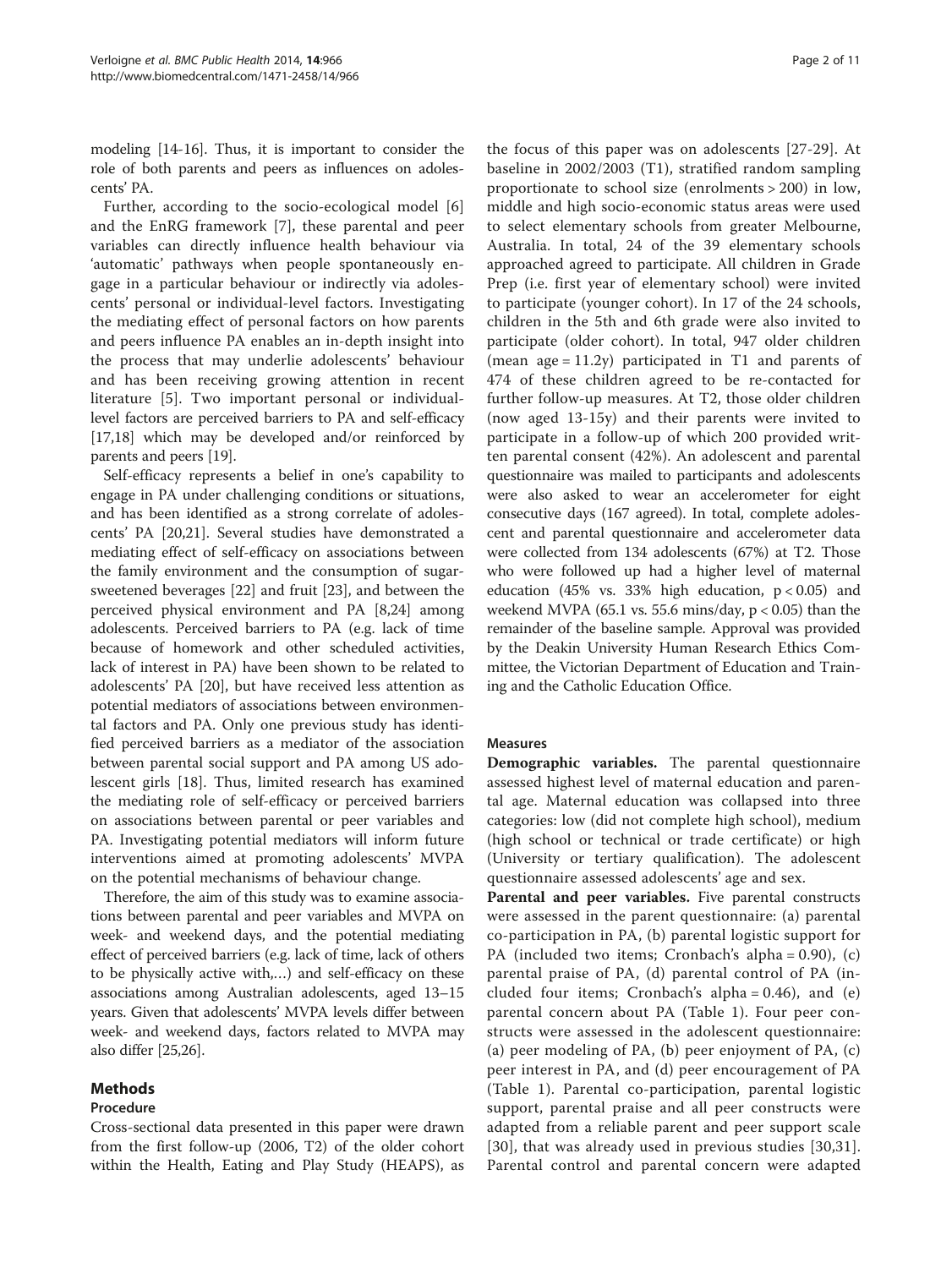modeling [14-16]. Thus, it is important to consider the role of both parents and peers as influences on adolescents' PA.

Further, according to the socio-ecological model [6] and the EnRG framework [7], these parental and peer variables can directly influence health behaviour via 'automatic' pathways when people spontaneously engage in a particular behaviour or indirectly via adolescents' personal or individual-level factors. Investigating the mediating effect of personal factors on how parents and peers influence PA enables an in-depth insight into the process that may underlie adolescents' behaviour and has been receiving growing attention in recent literature [5]. Two important personal or individual-level factors are perceived barriers to PA and self-efficacy [17,18] which may be developed and/or reinforced by parents and peers [19].

Self-efficacy represents a belief in one's capability to engage in PA under challenging conditions or situations, and has been identified as a strong correlate of adolescents' PA [20,21]. Several studies have demonstrated a mediating effect of self-efficacy on associations between the family environment and the consumption of sugar-sweetened beverages [22] and fruit [23], and between the perceived physical environment and PA [8,24] among adolescents. Perceived barriers to PA (e.g. lack of time because of homework and other scheduled activities, lack of interest in PA) have been shown to be related to adolescents' PA [20], but have received less attention as potential mediators of associations between environmental factors and PA. Only one previous study has identified perceived barriers as a mediator of the association between parental social support and PA among US adolescent girls [18]. Thus, limited research has examined the mediating role of self-efficacy or perceived barriers on associations between parental or peer variables and PA. Investigating potential mediators will inform future interventions aimed at promoting adolescents' MVPA on the potential mechanisms of behaviour change.

Therefore, the aim of this study was to examine associations between parental and peer variables and MVPA on week- and weekend days, and the potential mediating effect of perceived barriers (e.g. lack of time, lack of others to be physically active with,…) and self-efficacy on these associations among Australian adolescents, aged 13–15 years. Given that adolescents' MVPA levels differ between week- and weekend days, factors related to MVPA may also differ [25,26].

## Methods

### Procedure

Cross-sectional data presented in this paper were drawn from the first follow-up (2006, T2) of the older cohort within the Health, Eating and Play Study (HEAPS), as the focus of this paper was on adolescents [27-29]. At baseline in 2002/2003 (T1), stratified random sampling proportionate to school size (enrolments > 200) in low, middle and high socio-economic status areas were used to select elementary schools from greater Melbourne, Australia. In total, 24 of the 39 elementary schools approached agreed to participate. All children in Grade Prep (i.e. first year of elementary school) were invited to participate (younger cohort). In 17 of the 24 schools, children in the 5th and 6th grade were also invited to participate (older cohort). In total, 947 older children (mean age = 11.2y) participated in T1 and parents of 474 of these children agreed to be re-contacted for further follow-up measures. At T2, those older children (now aged 13-15y) and their parents were invited to participate in a follow-up of which 200 provided written parental consent (42%). An adolescent and parental questionnaire was mailed to participants and adolescents were also asked to wear an accelerometer for eight consecutive days (167 agreed). In total, complete adolescent and parental questionnaire and accelerometer data were collected from 134 adolescents (67%) at T2. Those who were followed up had a higher level of maternal education (45% vs. 33% high education, $p < 0.05$) and weekend MVPA (65.1 vs. 55.6 mins/day, $p < 0.05$) than the remainder of the baseline sample. Approval was provided by the Deakin University Human Research Ethics Committee, the Victorian Department of Education and Training and the Catholic Education Office.

### Measures

**Demographic variables.** The parental questionnaire assessed highest level of maternal education and parental age. Maternal education was collapsed into three categories: low (did not complete high school), medium (high school or technical or trade certificate) or high (University or tertiary qualification). The adolescent questionnaire assessed adolescents' age and sex.

**Parental and peer variables.** Five parental constructs were assessed in the parent questionnaire: (a) parental co-participation in PA, (b) parental logistic support for PA (included two items; Cronbach's alpha = 0.90), (c) parental praise of PA, (d) parental control of PA (included four items; Cronbach's alpha = 0.46), and (e) parental concern about PA (Table 1). Four peer constructs were assessed in the adolescent questionnaire: (a) peer modeling of PA, (b) peer enjoyment of PA, (c) peer interest in PA, and (d) peer encouragement of PA (Table 1). Parental co-participation, parental logistic support, parental praise and all peer constructs were adapted from a reliable parent and peer support scale [30], that was already used in previous studies [30,31]. Parental control and parental concern were adapted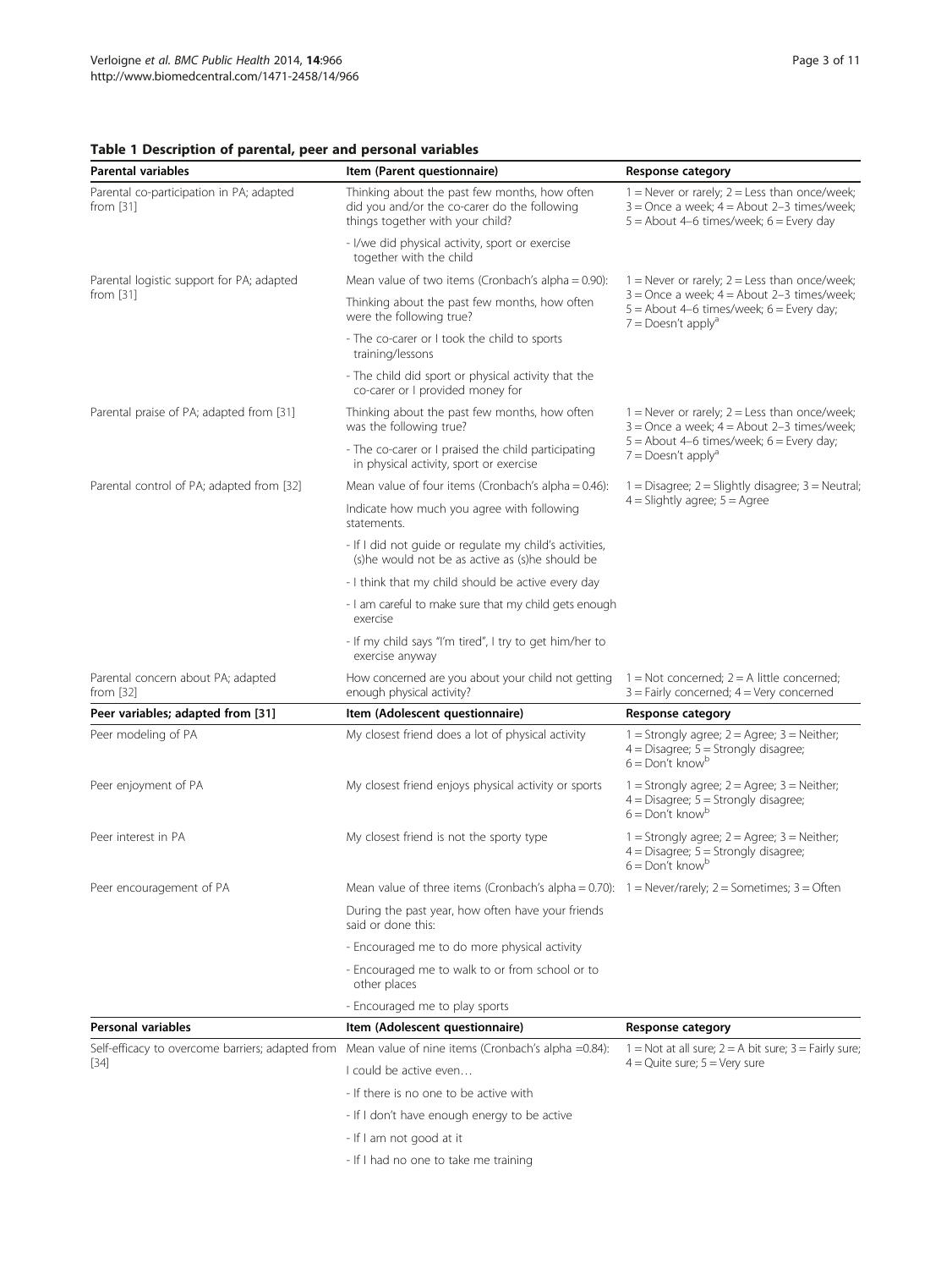**Table 1 Description of parental, peer and personal variables**

| Parental variables | Item (Parent questionnaire) | Response category |
|---|---|---|
| Parental co-participation in PA; adapted from [31] | Thinking about the past few months, how often did you and/or the co-carer do the following things together with your child? | 1 = Never or rarely; 2 = Less than once/week; 3 = Once a week; 4 = About 2–3 times/week; 5 = About 4–6 times/week; 6 = Every day |
| | - I/we did physical activity, sport or exercise together with the child | |
| Parental logistic support for PA; adapted from [31] | Mean value of two items (Cronbach's alpha = 0.90): | 1 = Never or rarely; 2 = Less than once/week; 3 = Once a week; 4 = About 2–3 times/week; 5 = About 4–6 times/week; 6 = Every day; 7 = Doesn't apply[a] |
| | Thinking about the past few months, how often were the following true? | |
| | - The co-carer or I took the child to sports training/lessons | |
| | - The child did sport or physical activity that the co-carer or I provided money for | |
| Parental praise of PA; adapted from [31] | Thinking about the past few months, how often was the following true? | 1 = Never or rarely; 2 = Less than once/week; 3 = Once a week; 4 = About 2–3 times/week; 5 = About 4–6 times/week; 6 = Every day; 7 = Doesn't apply[a] |
| | - The co-carer or I praised the child participating in physical activity, sport or exercise | |
| Parental control of PA; adapted from [32] | Mean value of four items (Cronbach's alpha = 0.46): | 1 = Disagree; 2 = Slightly disagree; 3 = Neutral; 4 = Slightly agree; 5 = Agree |
| | Indicate how much you agree with following statements. | |
| | - If I did not guide or regulate my child's activities, (s)he would not be as active as (s)he should be | |
| | - I think that my child should be active every day | |
| | - I am careful to make sure that my child gets enough exercise | |
| | - If my child says "I'm tired", I try to get him/her to exercise anyway | |
| Parental concern about PA; adapted from [32] | How concerned are you about your child not getting enough physical activity? | 1 = Not concerned; 2 = A little concerned; 3 = Fairly concerned; 4 = Very concerned |
| **Peer variables; adapted from [31]** | **Item (Adolescent questionnaire)** | **Response category** |
| Peer modeling of PA | My closest friend does a lot of physical activity | 1 = Strongly agree; 2 = Agree; 3 = Neither; 4 = Disagree; 5 = Strongly disagree; 6 = Don't know[b] |
| Peer enjoyment of PA | My closest friend enjoys physical activity or sports | 1 = Strongly agree; 2 = Agree; 3 = Neither; 4 = Disagree; 5 = Strongly disagree; 6 = Don't know[b] |
| Peer interest in PA | My closest friend is not the sporty type | 1 = Strongly agree; 2 = Agree; 3 = Neither; 4 = Disagree; 5 = Strongly disagree; 6 = Don't know[b] |
| Peer encouragement of PA | Mean value of three items (Cronbach's alpha = 0.70): | 1 = Never/rarely; 2 = Sometimes; 3 = Often |
| | During the past year, how often have your friends said or done this: | |
| | - Encouraged me to do more physical activity | |
| | - Encouraged me to walk to or from school or to other places | |
| | - Encouraged me to play sports | |
| **Personal variables** | **Item (Adolescent questionnaire)** | **Response category** |
| Self-efficacy to overcome barriers; adapted from [34] | Mean value of nine items (Cronbach's alpha =0.84): | 1 = Not at all sure; 2 = A bit sure; 3 = Fairly sure; 4 = Quite sure; 5 = Very sure |
| | I could be active even… | |
| | - If there is no one to be active with | |
| | - If I don't have enough energy to be active | |
| | - If I am not good at it | |
| | - If I had no one to take me training | |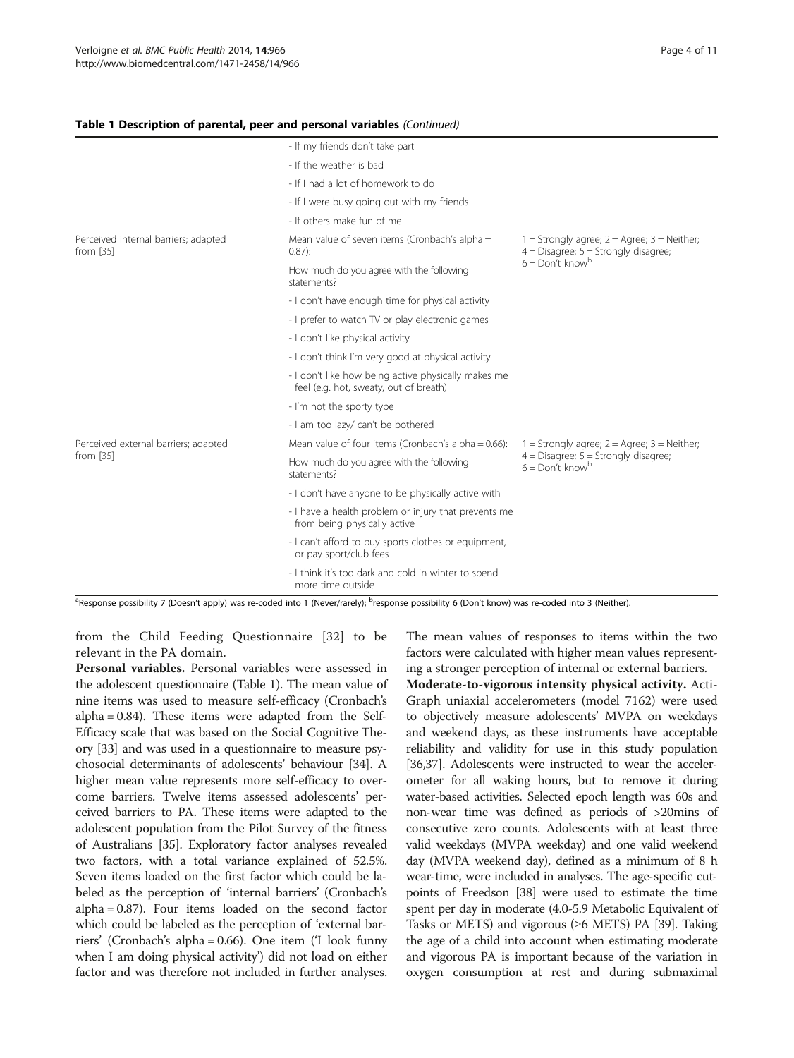**Table 1 Description of parental, peer and personal variables** *(Continued)*

| | | |
|---|---|---|
| | - If my friends don't take part | |
| | - If the weather is bad | |
| | - If I had a lot of homework to do | |
| | - If I were busy going out with my friends | |
| | - If others make fun of me | |
| Perceived internal barriers; adapted from [35] | Mean value of seven items (Cronbach's alpha = 0.87): | 1 = Strongly agree; 2 = Agree; 3 = Neither; 4 = Disagree; 5 = Strongly disagree; 6 = Don't know[b] |
| | How much do you agree with the following statements? | |
| | - I don't have enough time for physical activity | |
| | - I prefer to watch TV or play electronic games | |
| | - I don't like physical activity | |
| | - I don't think I'm very good at physical activity | |
| | - I don't like how being active physically makes me feel (e.g. hot, sweaty, out of breath) | |
| | - I'm not the sporty type | |
| | - I am too lazy/ can't be bothered | |
| Perceived external barriers; adapted from [35] | Mean value of four items (Cronbach's alpha = 0.66): | 1 = Strongly agree; 2 = Agree; 3 = Neither; 4 = Disagree; 5 = Strongly disagree; 6 = Don't know[b] |
| | How much do you agree with the following statements? | |
| | - I don't have anyone to be physically active with | |
| | - I have a health problem or injury that prevents me from being physically active | |
| | - I can't afford to buy sports clothes or equipment, or pay sport/club fees | |
| | - I think it's too dark and cold in winter to spend more time outside | |

[a]Response possibility 7 (Doesn't apply) was re-coded into 1 (Never/rarely); [b]response possibility 6 (Don't know) was re-coded into 3 (Neither).

from the Child Feeding Questionnaire [32] to be relevant in the PA domain.

**Personal variables.** Personal variables were assessed in the adolescent questionnaire (Table 1). The mean value of nine items was used to measure self-efficacy (Cronbach's alpha = 0.84). These items were adapted from the Self-Efficacy scale that was based on the Social Cognitive Theory [33] and was used in a questionnaire to measure psychosocial determinants of adolescents' behaviour [34]. A higher mean value represents more self-efficacy to overcome barriers. Twelve items assessed adolescents' perceived barriers to PA. These items were adapted to the adolescent population from the Pilot Survey of the fitness of Australians [35]. Exploratory factor analyses revealed two factors, with a total variance explained of 52.5%. Seven items loaded on the first factor which could be labeled as the perception of 'internal barriers' (Cronbach's alpha = 0.87). Four items loaded on the second factor which could be labeled as the perception of 'external barriers' (Cronbach's alpha = 0.66). One item ('I look funny when I am doing physical activity') did not load on either factor and was therefore not included in further analyses. The mean values of responses to items within the two factors were calculated with higher mean values representing a stronger perception of internal or external barriers.

**Moderate-to-vigorous intensity physical activity.** ActiGraph uniaxial accelerometers (model 7162) were used to objectively measure adolescents' MVPA on weekdays and weekend days, as these instruments have acceptable reliability and validity for use in this study population [36,37]. Adolescents were instructed to wear the accelerometer for all waking hours, but to remove it during water-based activities. Selected epoch length was 60s and non-wear time was defined as periods of >20mins of consecutive zero counts. Adolescents with at least three valid weekdays (MVPA weekday) and one valid weekend day (MVPA weekend day), defined as a minimum of 8 h wear-time, were included in analyses. The age-specific cutpoints of Freedson [38] were used to estimate the time spent per day in moderate (4.0-5.9 Metabolic Equivalent of Tasks or METS) and vigorous (≥6 METS) PA [39]. Taking the age of a child into account when estimating moderate and vigorous PA is important because of the variation in oxygen consumption at rest and during submaximal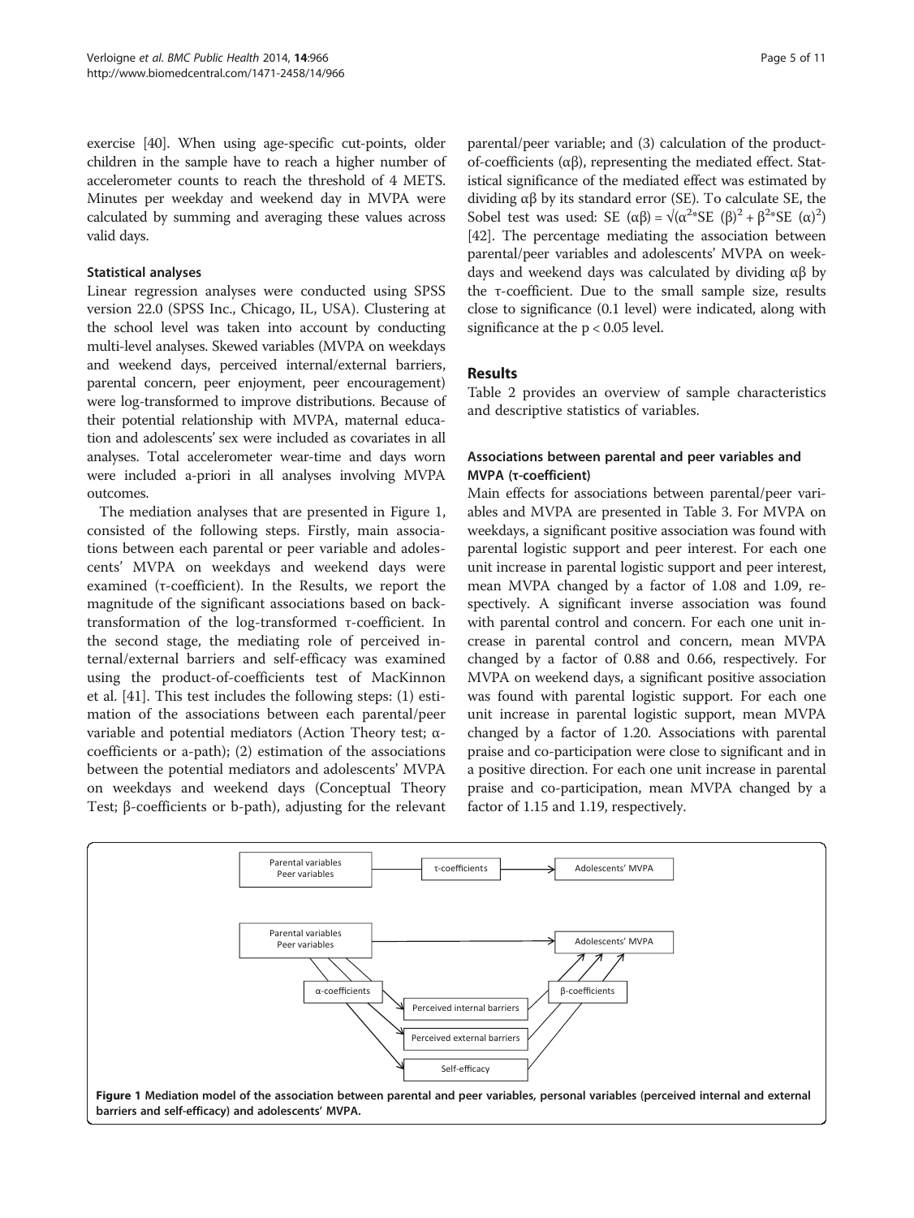exercise [40]. When using age-specific cut-points, older children in the sample have to reach a higher number of accelerometer counts to reach the threshold of 4 METS. Minutes per weekday and weekend day in MVPA were calculated by summing and averaging these values across valid days.

### Statistical analyses

Linear regression analyses were conducted using SPSS version 22.0 (SPSS Inc., Chicago, IL, USA). Clustering at the school level was taken into account by conducting multi-level analyses. Skewed variables (MVPA on weekdays and weekend days, perceived internal/external barriers, parental concern, peer enjoyment, peer encouragement) were log-transformed to improve distributions. Because of their potential relationship with MVPA, maternal education and adolescents' sex were included as covariates in all analyses. Total accelerometer wear-time and days worn were included a-priori in all analyses involving MVPA outcomes.

The mediation analyses that are presented in Figure 1, consisted of the following steps. Firstly, main associations between each parental or peer variable and adolescents' MVPA on weekdays and weekend days were examined (τ-coefficient). In the Results, we report the magnitude of the significant associations based on back-transformation of the log-transformed τ-coefficient. In the second stage, the mediating role of perceived internal/external barriers and self-efficacy was examined using the product-of-coefficients test of MacKinnon et al. [41]. This test includes the following steps: (1) estimation of the associations between each parental/peer variable and potential mediators (Action Theory test; α-coefficients or a-path); (2) estimation of the associations between the potential mediators and adolescents' MVPA on weekdays and weekend days (Conceptual Theory Test; β-coefficients or b-path), adjusting for the relevant parental/peer variable; and (3) calculation of the product-of-coefficients (αβ), representing the mediated effect. Statistical significance of the mediated effect was estimated by dividing αβ by its standard error (SE). To calculate SE, the Sobel test was used: $SE(\alpha\beta) = \sqrt{(\alpha^2 * SE(\beta)^2 + \beta^2 * SE(\alpha)^2)}$ [42]. The percentage mediating the association between parental/peer variables and adolescents' MVPA on weekdays and weekend days was calculated by dividing αβ by the τ-coefficient. Due to the small sample size, results close to significance (0.1 level) were indicated, along with significance at the $p < 0.05$ level.

## Results

Table 2 provides an overview of sample characteristics and descriptive statistics of variables.

### Associations between parental and peer variables and MVPA (τ-coefficient)

Main effects for associations between parental/peer variables and MVPA are presented in Table 3. For MVPA on weekdays, a significant positive association was found with parental logistic support and peer interest. For each one unit increase in parental logistic support and peer interest, mean MVPA changed by a factor of 1.08 and 1.09, respectively. A significant inverse association was found with parental control and concern. For each one unit increase in parental control and concern, mean MVPA changed by a factor of 0.88 and 0.66, respectively. For MVPA on weekend days, a significant positive association was found with parental logistic support. For each one unit increase in parental logistic support, mean MVPA changed by a factor of 1.20. Associations with parental praise and co-participation were close to significant and in a positive direction. For each one unit increase in parental praise and co-participation, mean MVPA changed by a factor of 1.15 and 1.19, respectively.

**Figure 1 Mediation model of the association between parental and peer variables, personal variables (perceived internal and external barriers and self-efficacy) and adolescents' MVPA.**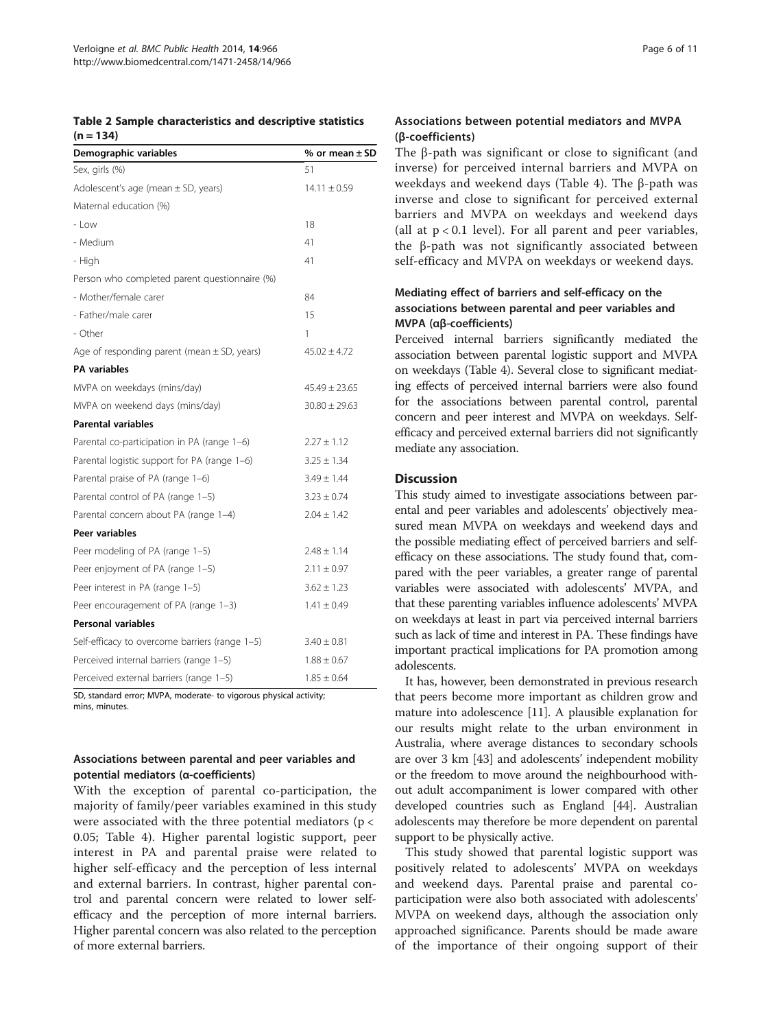**Table 2 Sample characteristics and descriptive statistics (n = 134)**

| Demographic variables | % or mean ± SD |
|---|---|
| Sex, girls (%) | 51 |
| Adolescent's age (mean ± SD, years) | 14.11 ± 0.59 |
| Maternal education (%) | |
| - Low | 18 |
| - Medium | 41 |
| - High | 41 |
| Person who completed parent questionnaire (%) | |
| - Mother/female carer | 84 |
| - Father/male carer | 15 |
| - Other | 1 |
| Age of responding parent (mean ± SD, years) | 45.02 ± 4.72 |
| **PA variables** | |
| MVPA on weekdays (mins/day) | 45.49 ± 23.65 |
| MVPA on weekend days (mins/day) | 30.80 ± 29.63 |
| **Parental variables** | |
| Parental co-participation in PA (range 1–6) | 2.27 ± 1.12 |
| Parental logistic support for PA (range 1–6) | 3.25 ± 1.34 |
| Parental praise of PA (range 1–6) | 3.49 ± 1.44 |
| Parental control of PA (range 1–5) | 3.23 ± 0.74 |
| Parental concern about PA (range 1–4) | 2.04 ± 1.42 |
| **Peer variables** | |
| Peer modeling of PA (range 1–5) | 2.48 ± 1.14 |
| Peer enjoyment of PA (range 1–5) | 2.11 ± 0.97 |
| Peer interest in PA (range 1–5) | 3.62 ± 1.23 |
| Peer encouragement of PA (range 1–3) | 1.41 ± 0.49 |
| **Personal variables** | |
| Self-efficacy to overcome barriers (range 1–5) | 3.40 ± 0.81 |
| Perceived internal barriers (range 1–5) | 1.88 ± 0.67 |
| Perceived external barriers (range 1–5) | 1.85 ± 0.64 |

SD, standard error; MVPA, moderate- to vigorous physical activity; mins, minutes.

### Associations between parental and peer variables and potential mediators (α-coefficients)

With the exception of parental co-participation, the majority of family/peer variables examined in this study were associated with the three potential mediators ($p < 0.05$; Table 4). Higher parental logistic support, peer interest in PA and parental praise were related to higher self-efficacy and the perception of less internal and external barriers. In contrast, higher parental control and parental concern were related to lower self-efficacy and the perception of more internal barriers. Higher parental concern was also related to the perception of more external barriers.

### Associations between potential mediators and MVPA (β-coefficients)

The β-path was significant or close to significant (and inverse) for perceived internal barriers and MVPA on weekdays and weekend days (Table 4). The β-path was inverse and close to significant for perceived external barriers and MVPA on weekdays and weekend days (all at $p < 0.1$ level). For all parent and peer variables, the β-path was not significantly associated between self-efficacy and MVPA on weekdays or weekend days.

### Mediating effect of barriers and self-efficacy on the associations between parental and peer variables and MVPA (αβ-coefficients)

Perceived internal barriers significantly mediated the association between parental logistic support and MVPA on weekdays (Table 4). Several close to significant mediating effects of perceived internal barriers were also found for the associations between parental control, parental concern and peer interest and MVPA on weekdays. Self-efficacy and perceived external barriers did not significantly mediate any association.

## Discussion

This study aimed to investigate associations between parental and peer variables and adolescents' objectively measured mean MVPA on weekdays and weekend days and the possible mediating effect of perceived barriers and self-efficacy on these associations. The study found that, compared with the peer variables, a greater range of parental variables were associated with adolescents' MVPA, and that these parenting variables influence adolescents' MVPA on weekdays at least in part via perceived internal barriers such as lack of time and interest in PA. These findings have important practical implications for PA promotion among adolescents.

It has, however, been demonstrated in previous research that peers become more important as children grow and mature into adolescence [11]. A plausible explanation for our results might relate to the urban environment in Australia, where average distances to secondary schools are over 3 km [43] and adolescents' independent mobility or the freedom to move around the neighbourhood without adult accompaniment is lower compared with other developed countries such as England [44]. Australian adolescents may therefore be more dependent on parental support to be physically active.

This study showed that parental logistic support was positively related to adolescents' MVPA on weekdays and weekend days. Parental praise and parental co-participation were also both associated with adolescents' MVPA on weekend days, although the association only approached significance. Parents should be made aware of the importance of their ongoing support of their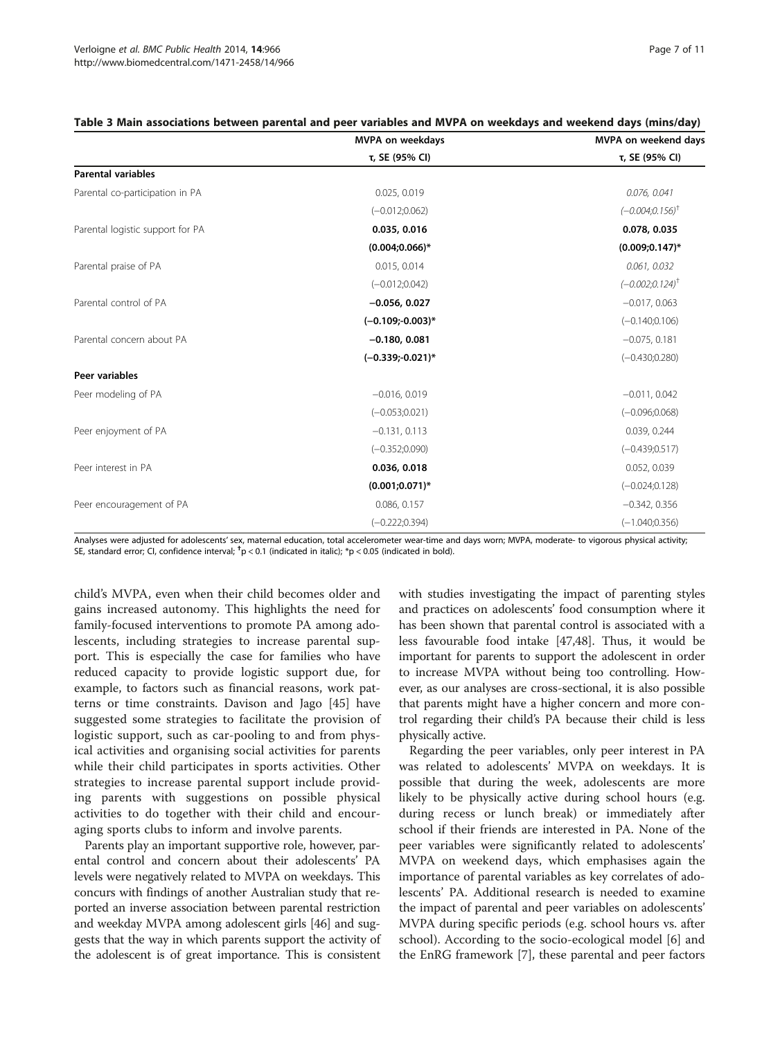**Table 3 Main associations between parental and peer variables and MVPA on weekdays and weekend days (mins/day)**

| | MVPA on weekdays | MVPA on weekend days |
|---|---|---|
| | τ, SE (95% CI) | τ, SE (95% CI) |
| **Parental variables** | | |
| Parental co-participation in PA | 0.025, 0.019 | *0.076, 0.041* |
| | (−0.012;0.062) | *(−0.004;0.156)*[†] |
| Parental logistic support for PA | **0.035, 0.016** | **0.078, 0.035** |
| | **(0.004;0.066)*** | **(0.009;0.147)*** |
| Parental praise of PA | 0.015, 0.014 | *0.061, 0.032* |
| | (−0.012;0.042) | *(−0.002;0.124)*[†] |
| Parental control of PA | **−0.056, 0.027** | −0.017, 0.063 |
| | **(−0.109;-0.003)*** | (−0.140;0.106) |
| Parental concern about PA | **−0.180, 0.081** | −0.075, 0.181 |
| | **(−0.339;-0.021)*** | (−0.430;0.280) |
| **Peer variables** | | |
| Peer modeling of PA | −0.016, 0.019 | −0.011, 0.042 |
| | (−0.053;0.021) | (−0.096;0.068) |
| Peer enjoyment of PA | −0.131, 0.113 | 0.039, 0.244 |
| | (−0.352;0.090) | (−0.439;0.517) |
| Peer interest in PA | **0.036, 0.018** | 0.052, 0.039 |
| | **(0.001;0.071)*** | (−0.024;0.128) |
| Peer encouragement of PA | 0.086, 0.157 | −0.342, 0.356 |
| | (−0.222;0.394) | (−1.040;0.356) |

Analyses were adjusted for adolescents' sex, maternal education, total accelerometer wear-time and days worn; MVPA, moderate- to vigorous physical activity; SE, standard error; CI, confidence interval; [†]$p < 0.1$ (indicated in italic); *$p < 0.05$ (indicated in bold).

child's MVPA, even when their child becomes older and gains increased autonomy. This highlights the need for family-focused interventions to promote PA among adolescents, including strategies to increase parental support. This is especially the case for families who have reduced capacity to provide logistic support due, for example, to factors such as financial reasons, work patterns or time constraints. Davison and Jago [45] have suggested some strategies to facilitate the provision of logistic support, such as car-pooling to and from physical activities and organising social activities for parents while their child participates in sports activities. Other strategies to increase parental support include providing parents with suggestions on possible physical activities to do together with their child and encouraging sports clubs to inform and involve parents.

Parents play an important supportive role, however, parental control and concern about their adolescents' PA levels were negatively related to MVPA on weekdays. This concurs with findings of another Australian study that reported an inverse association between parental restriction and weekday MVPA among adolescent girls [46] and suggests that the way in which parents support the activity of the adolescent is of great importance. This is consistent with studies investigating the impact of parenting styles and practices on adolescents' food consumption where it has been shown that parental control is associated with a less favourable food intake [47,48]. Thus, it would be important for parents to support the adolescent in order to increase MVPA without being too controlling. However, as our analyses are cross-sectional, it is also possible that parents might have a higher concern and more control regarding their child's PA because their child is less physically active.

Regarding the peer variables, only peer interest in PA was related to adolescents' MVPA on weekdays. It is possible that during the week, adolescents are more likely to be physically active during school hours (e.g. during recess or lunch break) or immediately after school if their friends are interested in PA. None of the peer variables were significantly related to adolescents' MVPA on weekend days, which emphasises again the importance of parental variables as key correlates of adolescents' PA. Additional research is needed to examine the impact of parental and peer variables on adolescents' MVPA during specific periods (e.g. school hours vs. after school). According to the socio-ecological model [6] and the EnRG framework [7], these parental and peer factors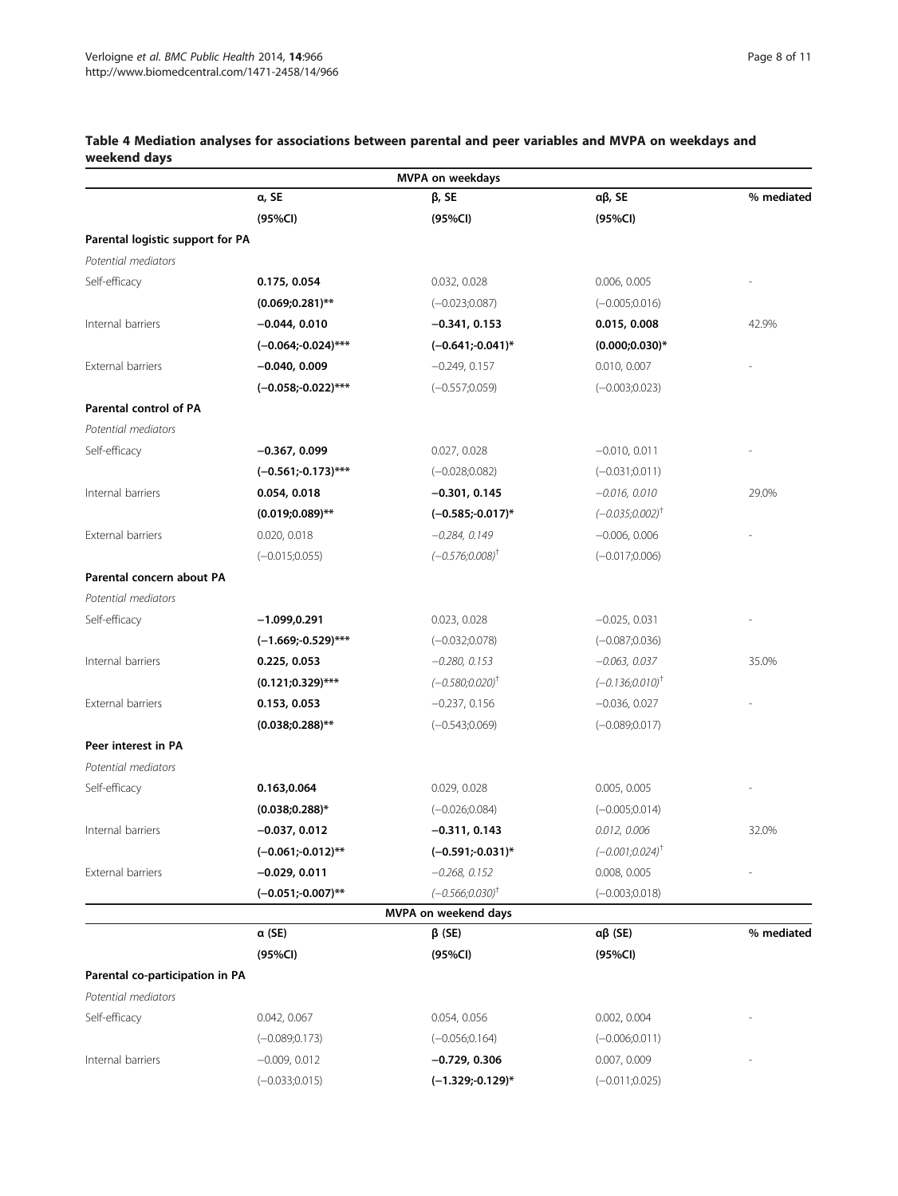**Table 4 Mediation analyses for associations between parental and peer variables and MVPA on weekdays and weekend days**

| MVPA on weekdays | | | | |
|---|---|---|---|---|
| | α, SE | β, SE | αβ, SE | % mediated |
| | (95%CI) | (95%CI) | (95%CI) | |
| **Parental logistic support for PA** | | | | |
| *Potential mediators* | | | | |
| Self-efficacy | **0.175, 0.054** | 0.032, 0.028 | 0.006, 0.005 | - |
| | **(0.069;0.281)**** | (−0.023;0.087) | (−0.005;0.016) | |
| Internal barriers | **−0.044, 0.010** | **−0.341, 0.153** | **0.015, 0.008** | 42.9% |
| | **(−0.064;-0.024)***** | **(−0.641;-0.041)*** | **(0.000;0.030)*** | |
| External barriers | **−0.040, 0.009** | −0.249, 0.157 | 0.010, 0.007 | - |
| | **(−0.058;-0.022)***** | (−0.557;0.059) | (−0.003;0.023) | |
| **Parental control of PA** | | | | |
| *Potential mediators* | | | | |
| Self-efficacy | **−0.367, 0.099** | 0.027, 0.028 | −0.010, 0.011 | - |
| | **(−0.561;-0.173)***** | (−0.028;0.082) | (−0.031;0.011) | |
| Internal barriers | **0.054, 0.018** | **−0.301, 0.145** | *−0.016, 0.010* | 29.0% |
| | **(0.019;0.089)**** | **(−0.585;-0.017)*** | *(−0.035;0.002)*[†] | |
| External barriers | 0.020, 0.018 | *−0.284, 0.149* | −0.006, 0.006 | - |
| | (−0.015;0.055) | *(−0.576;0.008)*[†] | (−0.017;0.006) | |
| **Parental concern about PA** | | | | |
| *Potential mediators* | | | | |
| Self-efficacy | **−1.099,0.291** | 0.023, 0.028 | −0.025, 0.031 | - |
| | **(−1.669;-0.529)***** | (−0.032;0.078) | (−0.087;0.036) | |
| Internal barriers | **0.225, 0.053** | *−0.280, 0.153* | *−0.063, 0.037* | 35.0% |
| | **(0.121;0.329)***** | *(−0.580;0.020)*[†] | *(−0.136;0.010)*[†] | |
| External barriers | **0.153, 0.053** | −0.237, 0.156 | −0.036, 0.027 | - |
| | **(0.038;0.288)**** | (−0.543;0.069) | (−0.089;0.017) | |
| **Peer interest in PA** | | | | |
| *Potential mediators* | | | | |
| Self-efficacy | **0.163,0.064** | 0.029, 0.028 | 0.005, 0.005 | - |
| | **(0.038;0.288)*** | (−0.026;0.084) | (−0.005;0.014) | |
| Internal barriers | **−0.037, 0.012** | **−0.311, 0.143** | *0.012, 0.006* | 32.0% |
| | **(−0.061;-0.012)**** | **(−0.591;-0.031)*** | *(−0.001;0.024)*[†] | |
| External barriers | **−0.029, 0.011** | *−0.268, 0.152* | 0.008, 0.005 | - |
| | **(−0.051;-0.007)**** | *(−0.566;0.030)*[†] | (−0.003;0.018) | |
| **MVPA on weekend days** | | | | |
| | α (SE) | β (SE) | αβ (SE) | % mediated |
| | (95%CI) | (95%CI) | (95%CI) | |
| **Parental co-participation in PA** | | | | |
| *Potential mediators* | | | | |
| Self-efficacy | 0.042, 0.067 | 0.054, 0.056 | 0.002, 0.004 | - |
| | (−0.089;0.173) | (−0.056;0.164) | (−0.006;0.011) | |
| Internal barriers | −0.009, 0.012 | **−0.729, 0.306** | 0.007, 0.009 | - |
| | (−0.033;0.015) | **(−1.329;-0.129)*** | (−0.011;0.025) | |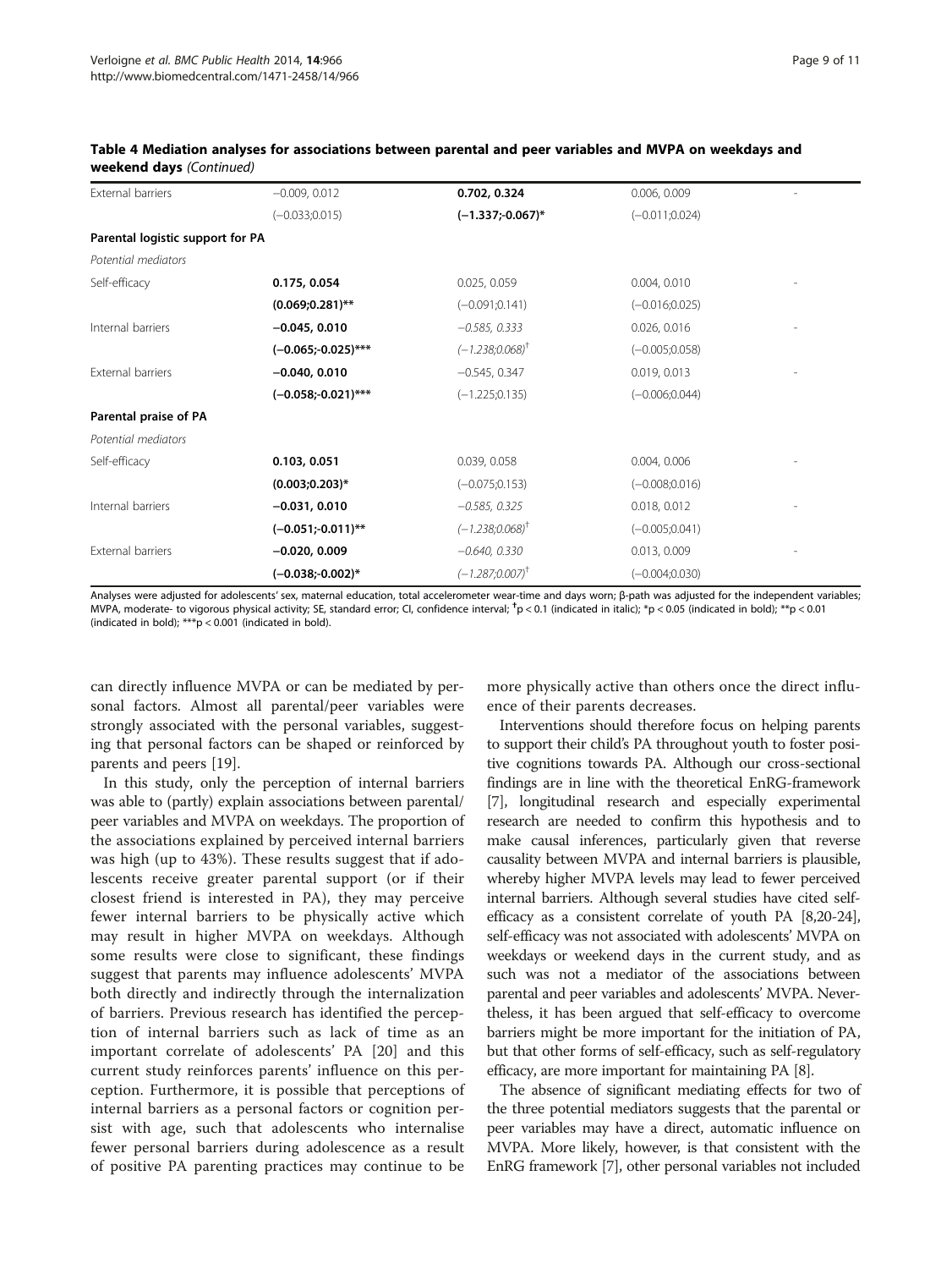**Table 4 Mediation analyses for associations between parental and peer variables and MVPA on weekdays and weekend days** *(Continued)*

| | | | | |
|---|---|---|---|---|
| External barriers | −0.009, 0.012 | **0.702, 0.324** | 0.006, 0.009 | - |
| | (−0.033;0.015) | **(−1.337;-0.067)*** | (−0.011;0.024) | |
| **Parental logistic support for PA** | | | | |
| *Potential mediators* | | | | |
| Self-efficacy | **0.175, 0.054** | 0.025, 0.059 | 0.004, 0.010 | - |
| | **(0.069;0.281)**** | (−0.091;0.141) | (−0.016;0.025) | |
| Internal barriers | **−0.045, 0.010** | *−0.585, 0.333* | 0.026, 0.016 | - |
| | **(−0.065;-0.025)***** | *(−1.238;0.068)*[†] | (−0.005;0.058) | |
| External barriers | **−0.040, 0.010** | −0.545, 0.347 | 0.019, 0.013 | - |
| | **(−0.058;-0.021)***** | (−1.225;0.135) | (−0.006;0.044) | |
| **Parental praise of PA** | | | | |
| *Potential mediators* | | | | |
| Self-efficacy | **0.103, 0.051** | 0.039, 0.058 | 0.004, 0.006 | - |
| | **(0.003;0.203)*** | (−0.075;0.153) | (−0.008;0.016) | |
| Internal barriers | **−0.031, 0.010** | *−0.585, 0.325* | 0.018, 0.012 | - |
| | **(−0.051;-0.011)**** | *(−1.238;0.068)*[†] | (−0.005;0.041) | |
| External barriers | **−0.020, 0.009** | *−0.640, 0.330* | 0.013, 0.009 | - |
| | **(−0.038;-0.002)*** | *(−1.287;0.007)*[†] | (−0.004;0.030) | |

Analyses were adjusted for adolescents' sex, maternal education, total accelerometer wear-time and days worn; β-path was adjusted for the independent variables; MVPA, moderate- to vigorous physical activity; SE, standard error; CI, confidence interval; [†]p < 0.1 (indicated in italic); *p < 0.05 (indicated in bold); **p < 0.01 (indicated in bold); ***p < 0.001 (indicated in bold).

can directly influence MVPA or can be mediated by personal factors. Almost all parental/peer variables were strongly associated with the personal variables, suggesting that personal factors can be shaped or reinforced by parents and peers [19].

In this study, only the perception of internal barriers was able to (partly) explain associations between parental/peer variables and MVPA on weekdays. The proportion of the associations explained by perceived internal barriers was high (up to 43%). These results suggest that if adolescents receive greater parental support (or if their closest friend is interested in PA), they may perceive fewer internal barriers to be physically active which may result in higher MVPA on weekdays. Although some results were close to significant, these findings suggest that parents may influence adolescents' MVPA both directly and indirectly through the internalization of barriers. Previous research has identified the perception of internal barriers such as lack of time as an important correlate of adolescents' PA [20] and this current study reinforces parents' influence on this perception. Furthermore, it is possible that perceptions of internal barriers as a personal factors or cognition persist with age, such that adolescents who internalise fewer personal barriers during adolescence as a result of positive PA parenting practices may continue to be more physically active than others once the direct influence of their parents decreases.

Interventions should therefore focus on helping parents to support their child's PA throughout youth to foster positive cognitions towards PA. Although our cross-sectional findings are in line with the theoretical EnRG-framework [7], longitudinal research and especially experimental research are needed to confirm this hypothesis and to make causal inferences, particularly given that reverse causality between MVPA and internal barriers is plausible, whereby higher MVPA levels may lead to fewer perceived internal barriers. Although several studies have cited self-efficacy as a consistent correlate of youth PA [8,20-24], self-efficacy was not associated with adolescents' MVPA on weekdays or weekend days in the current study, and as such was not a mediator of the associations between parental and peer variables and adolescents' MVPA. Nevertheless, it has been argued that self-efficacy to overcome barriers might be more important for the initiation of PA, but that other forms of self-efficacy, such as self-regulatory efficacy, are more important for maintaining PA [8].

The absence of significant mediating effects for two of the three potential mediators suggests that the parental or peer variables may have a direct, automatic influence on MVPA. More likely, however, is that consistent with the EnRG framework [7], other personal variables not included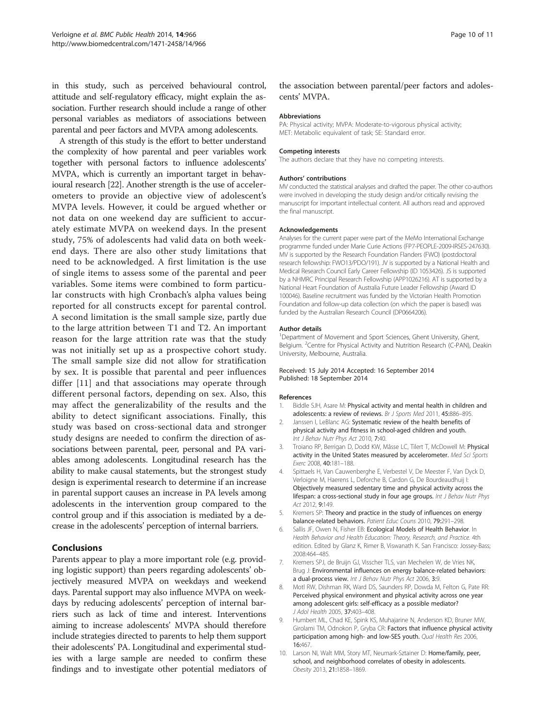in this study, such as perceived behavioural control, attitude and self-regulatory efficacy, might explain the association. Further research should include a range of other personal variables as mediators of associations between parental and peer factors and MVPA among adolescents.

A strength of this study is the effort to better understand the complexity of how parental and peer variables work together with personal factors to influence adolescents' MVPA, which is currently an important target in behavioural research [22]. Another strength is the use of accelerometers to provide an objective view of adolescent's MVPA levels. However, it could be argued whether or not data on one weekend day are sufficient to accurately estimate MVPA on weekend days. In the present study, 75% of adolescents had valid data on both weekend days. There are also other study limitations that need to be acknowledged. A first limitation is the use of single items to assess some of the parental and peer variables. Some items were combined to form particular constructs with high Cronbach's alpha values being reported for all constructs except for parental control. A second limitation is the small sample size, partly due to the large attrition between T1 and T2. An important reason for the large attrition rate was that the study was not initially set up as a prospective cohort study. The small sample size did not allow for stratification by sex. It is possible that parental and peer influences differ [11] and that associations may operate through different personal factors, depending on sex. Also, this may affect the generalizability of the results and the ability to detect significant associations. Finally, this study was based on cross-sectional data and stronger study designs are needed to confirm the direction of associations between parental, peer, personal and PA variables among adolescents. Longitudinal research has the ability to make causal statements, but the strongest study design is experimental research to determine if an increase in parental support causes an increase in PA levels among adolescents in the intervention group compared to the control group and if this association is mediated by a decrease in the adolescents' perception of internal barriers.

## Conclusions

Parents appear to play a more important role (e.g. providing logistic support) than peers regarding adolescents' objectively measured MVPA on weekdays and weekend days. Parental support may also influence MVPA on weekdays by reducing adolescents' perception of internal barriers such as lack of time and interest. Interventions aiming to increase adolescents' MVPA should therefore include strategies directed to parents to help them support their adolescents' PA. Longitudinal and experimental studies with a large sample are needed to confirm these findings and to investigate other potential mediators of the association between parental/peer factors and adolescents' MVPA.

#### Abbreviations

PA: Physical activity; MVPA: Moderate-to-vigorous physical activity; MET: Metabolic equivalent of task; SE: Standard error.

#### Competing interests

The authors declare that they have no competing interests.

#### Authors' contributions

MV conducted the statistical analyses and drafted the paper. The other co-authors were involved in developing the study design and/or critically revising the manuscript for important intellectual content. All authors read and approved the final manuscript.

#### Acknowledgements

Analyses for the current paper were part of the MeMo International Exchange programme funded under Marie Curie Actions (FP7-PEOPLE-2009-IRSES-247630). MV is supported by the Research Foundation Flanders (FWO) (postdoctoral research fellowship: FWO13/PDO/191). JV is supported by a National Health and Medical Research Council Early Career Fellowship (ID 1053426). JS is supported by a NHMRC Principal Research Fellowship (APP1026216). AT is supported by a National Heart Foundation of Australia Future Leader Fellowship (Award ID 100046). Baseline recruitment was funded by the Victorian Health Promotion Foundation and follow-up data collection (on which the paper is based) was funded by the Australian Research Council (DP0664206).

#### Author details

[1]Department of Movement and Sport Sciences, Ghent University, Ghent, Belgium. [2]Centre for Physical Activity and Nutrition Research (C-PAN), Deakin University, Melbourne, Australia.

Received: 15 July 2014 Accepted: 16 September 2014
Published: 18 September 2014

#### References

1. Biddle SJH, Asare M: **Physical activity and mental health in children and adolescents: a review of reviews.** *Br J Sports Med* 2011, **45:**886–895.
2. Janssen I, LeBlanc AG: **Systematic review of the health benefits of physical activity and fitness in school-aged children and youth.** *Int J Behav Nutr Phys Act* 2010, **7:**40.
3. Troiano RP, Berrigan D, Dodd KW, Mâsse LC, Tilert T, McDowell M: **Physical activity in the United States measured by accelerometer.** *Med Sci Sports Exerc* 2008, **40:**181–188.
4. Spittaels H, Van Cauwenberghe E, Verbestel V, De Meester F, Van Dyck D, Verloigne M, Haerens L, Deforche B, Cardon G, De Bourdeaudhuij I: **Objectively measured sedentary time and physical activity across the lifespan: a cross-sectional study in four age groups.** *Int J Behav Nutr Phys Act* 2012, **9:**149.
5. Kremers SP: **Theory and practice in the study of influences on energy balance-related behaviors.** *Patient Educ Couns* 2010, **79:**291–298.
6. Sallis JF, Owen N, Fisher EB: **Ecological Models of Health Behavior.** In *Health Behavior and Health Education: Theory, Research, and Practice.* 4th edition. Edited by Glanz K, Rimer B, Viswanath K. San Francisco: Jossey-Bass; 2008:464–485.
7. Kremers SPJ, de Bruijn GJ, Visscher TLS, van Mechelen W, de Vries NK, Brug J: **Environmental influences on energy balance-related behaviors: a dual-process view.** *Int J Behav Nutr Phys Act* 2006, **3:**9.
8. Motl RW, Dishman RK, Ward DS, Saunders RP, Dowda M, Felton G, Pate RR: **Perceived physical environment and physical activity across one year among adolescent girls: self-efficacy as a possible mediator?** *J Adol Health* 2005, **37:**403–408.
9. Humbert ML, Chad KE, Spink KS, Muhajarine N, Anderson KD, Bruner MW, Girolami TM, Odnokon P, Gryba CR: **Factors that influence physical activity participation among high- and low-SES youth.** *Qual Health Res* 2006, **16:**467.
10. Larson NI, Walt MM, Story MT, Neumark-Sztainer D: **Home/family, peer, school, and neighborhood correlates of obesity in adolescents.** *Obesity* 2013, **21:**1858–1869.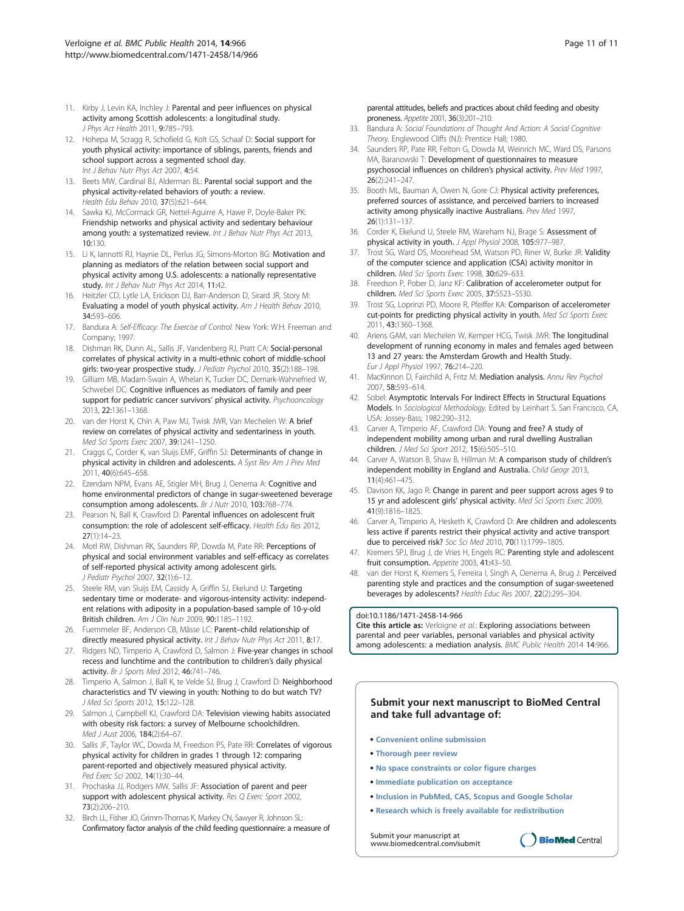11. Kirby J, Levin KA, Inchley J: **Parental and peer influences on physical activity among Scottish adolescents: a longitudinal study.** *J Phys Act Health* 2011, **9**:785–793.
12. Hohepa M, Scragg R, Schofield G, Kolt GS, Schaaf D: **Social support for youth physical activity: importance of siblings, parents, friends and school support across a segmented school day.** *Int J Behav Nutr Phys Act* 2007, **4**:54.
13. Beets MW, Cardinal BJ, Alderman BL: **Parental social support and the physical activity-related behaviors of youth: a review.** *Health Edu Behav* 2010, **37**(5):621–644.
14. Sawka KJ, McCormack GR, Nettel-Aguirre A, Hawe P, Doyle-Baker PK: **Friendship networks and physical activity and sedentary behaviour among youth: a systematized review.** *Int J Behav Nutr Phys Act* 2013, **10**:130.
15. Li K, Iannotti RJ, Haynie DL, Perlus JG, Simons-Morton BG: **Motivation and planning as mediators of the relation between social support and physical activity among U.S. adolescents: a nationally representative study.** *Int J Behav Nutr Phys Act* 2014, **11**:42.
16. Heitzler CD, Lytle LA, Erickson DJ, Barr-Anderson D, Sirard JR, Story M: **Evaluating a model of youth physical activity.** *Am J Health Behav* 2010, **34**:593–606.
17. Bandura A: *Self-Efficacy: The Exercise of Control.* New York: W.H. Freeman and Company; 1997.
18. Dishman RK, Dunn AL, Sallis JF, Vandenberg RJ, Pratt CA: **Social-personal correlates of physical activity in a multi-ethnic cohort of middle-school girls: two-year prospective study.** *J Pediatr Psychol* 2010, **35**(2):188–198.
19. Gilliam MB, Madam-Swain A, Whelan K, Tucker DC, Demark-Wahnefried W, Schwebel DC: **Cognitive influences as mediators of family and peer support for pediatric cancer survivors' physical activity.** *Psychooncology* 2013, **22**:1361–1368.
20. van der Horst K, Chin A, Paw MJ, Twisk JWR, Van Mechelen W: **A brief review on correlates of physical activity and sedentariness in youth.** *Med Sci Sports Exerc* 2007, **39**:1241–1250.
21. Craggs C, Corder K, van Sluijs EMF, Griffin SJ: **Determinants of change in physical activity in children and adolescents.** *A Syst Rev Am J Prev Med* 2011, **40**(6):645–658.
22. Ezendam NPM, Evans AE, Stigler MH, Brug J, Oenema A: **Cognitive and home environmental predictors of change in sugar-sweetened beverage consumption among adolescents.** *Br J Nutr* 2010, **103**:768–774.
23. Pearson N, Ball K, Crawford D: **Parental influences on adolescent fruit consumption: the role of adolescent self-efficacy.** *Health Edu Res* 2012, **27**(1):14–23.
24. Motl RW, Dishman RK, Saunders RP, Dowda M, Pate RR: **Perceptions of physical and social environment variables and self-efficacy as correlates of self-reported physical activity among adolescent girls.** *J Pediatr Psychol* 2007, **32**(1):6–12.
25. Steele RM, van Sluijs EM, Cassidy A, Griffin SJ, Ekelund U: **Targeting sedentary time or moderate- and vigorous-intensity activity: independent relations with adiposity in a population-based sample of 10-y-old British children.** *Am J Clin Nutr* 2009, **90**:1185–1192.
26. Fuemmeler BF, Anderson CB, Mâsse LC: **Parent–child relationship of directly measured physical activity.** *Int J Behav Nutr Phys Act* 2011, **8**:17.
27. Ridgers ND, Timperio A, Crawford D, Salmon J: **Five-year changes in school recess and lunchtime and the contribution to children's daily physical activity.** *Br J Sports Med* 2012, **46**:741–746.
28. Timperio A, Salmon J, Ball K, te Velde SJ, Brug J, Crawford D: **Neighborhood characteristics and TV viewing in youth: Nothing to do but watch TV?** *J Med Sci Sports* 2012, **15**:122–128.
29. Salmon J, Campbell KJ, Crawford DA: **Television viewing habits associated with obesity risk factors: a survey of Melbourne schoolchildren.** *Med J Aust* 2006, **184**(2):64–67.
30. Sallis JF, Taylor WC, Dowda M, Freedson PS, Pate RR: **Correlates of vigorous physical activity for children in grades 1 through 12: comparing parent-reported and objectively measured physical activity.** *Ped Exerc Sci* 2002, **14**(1):30–44.
31. Prochaska JJ, Rodgers MW, Sallis JF: **Association of parent and peer support with adolescent physical activity.** *Res Q Exerc Sport* 2002, **73**(2):206–210.
32. Birch LL, Fisher JO, Grimm-Thomas K, Markey CN, Sawyer R, Johnson SL: **Confirmatory factor analysis of the child feeding questionnaire: a measure of parental attitudes, beliefs and practices about child feeding and obesity proneness.** *Appetite* 2001, **36**(3):201–210.
33. Bandura A: *Social Foundations of Thought And Action: A Social Cognitive Theory.* Englewood Cliffs (NJ): Prentice Hall; 1980.
34. Saunders RP, Pate RR, Felton G, Dowda M, Weinrich MC, Ward DS, Parsons MA, Baranowski T: **Development of questionnaires to measure psychosocial influences on children's physical activity.** *Prev Med* 1997, **26**(2):241–247.
35. Booth ML, Bauman A, Owen N, Gore CJ: **Physical activity preferences, preferred sources of assistance, and perceived barriers to increased activity among physically inactive Australians.** *Prev Med* 1997, **26**(1):131–137.
36. Corder K, Ekelund U, Steele RM, Wareham NJ, Brage S: **Assessment of physical activity in youth.** *J Appl Physiol* 2008, **105**:977–987.
37. Trost SG, Ward DS, Moorehead SM, Watson PD, Riner W, Burke JR: **Validity of the computer science and application (CSA) activity monitor in children.** *Med Sci Sports Exerc* 1998, **30**:629–633.
38. Freedson P, Pober D, Janz KF: **Calibration of accelerometer output for children.** *Med Sci Sports Exerc* 2005, **37**:S523–S530.
39. Trost SG, Loprinzi PD, Moore R, Pfeiffer KA: **Comparison of accelerometer cut-points for predicting physical activity in youth.** *Med Sci Sports Exerc* 2011, **43**:1360–1368.
40. Ariens GAM, van Mechelen W, Kemper HCG, Twisk JWR: **The longitudinal development of running economy in males and females aged between 13 and 27 years: the Amsterdam Growth and Health Study.** *Eur J Appl Physiol* 1997, **76**:214–220.
41. MacKinnon D, Fairchild A, Fritz M: **Mediation analysis.** *Annu Rev Psychol* 2007, **58**:593–614.
42. Sobel: **Asymptotic Intervals For Indirect Effects in Structural Equations Models.** In *Sociological Methodology.* Edited by Leinhart S. San Francisco, CA, USA: Jossey-Bass; 1982:290–312.
43. Carver A, Timperio AF, Crawford DA: **Young and free? A study of independent mobility among urban and rural dwelling Australian children.** *J Med Sci Sport* 2012, **15**(6):505–510.
44. Carver A, Watson B, Shaw B, Hillman M: **A comparison study of children's independent mobility in England and Australia.** *Child Geogr* 2013, **11**(4):461–475.
45. Davison KK, Jago R: **Change in parent and peer support across ages 9 to 15 yr and adolescent girls' physical activity.** *Med Sci Sports Exerc* 2009, **41**(9):1816–1825.
46. Carver A, Timperio A, Hesketh K, Crawford D: **Are children and adolescents less active if parents restrict their physical activity and active transport due to perceived risk?** *Soc Sci Med* 2010, **70**(11):1799–1805.
47. Kremers SPJ, Brug J, de Vries H, Engels RC: **Parenting style and adolescent fruit consumption.** *Appetite* 2003, **41**:43–50.
48. van der Horst K, Kremers S, Ferreira I, Singh A, Oenema A, Brug J: **Perceived parenting style and practices and the consumption of sugar-sweetened beverages by adolescents?** *Health Educ Res* 2007, **22**(2):295–304.

doi:10.1186/1471-2458-14-966

**Cite this article as:** Verloigne *et al.*: Exploring associations between parental and peer variables, personal variables and physical activity among adolescents: a mediation analysis. *BMC Public Health* 2014 **14**:966.

**Submit your next manuscript to BioMed Central and take full advantage of:**

- **Convenient online submission**
- **Thorough peer review**
- **No space constraints or color figure charges**
- **Immediate publication on acceptance**
- **Inclusion in PubMed, CAS, Scopus and Google Scholar**
- **Research which is freely available for redistribution**

Submit your manuscript at www.biomedcentral.com/submit

BioMed Central